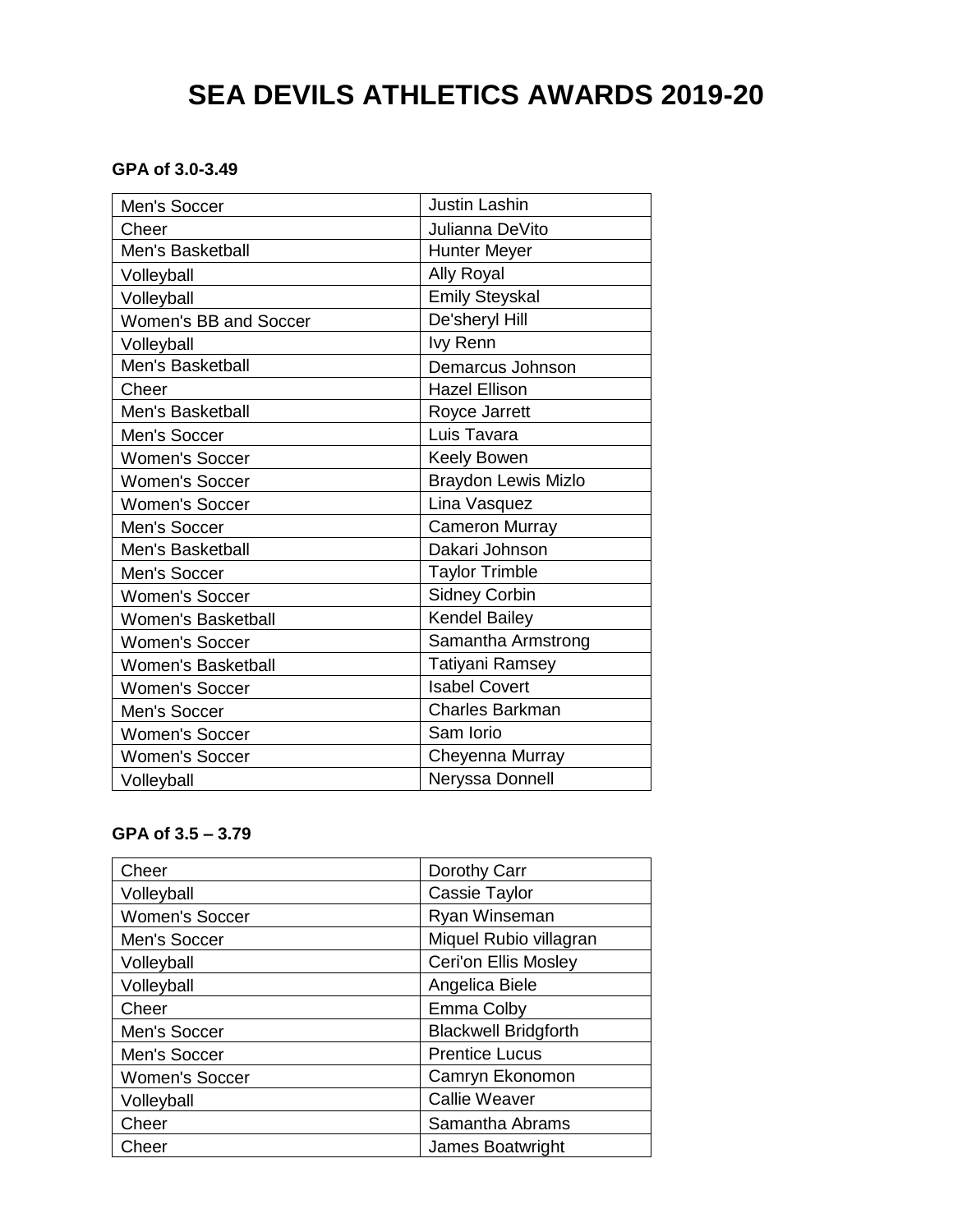# SEA DEVILS ATHLETICS AWARDS 2019-20

**GPA of 3.0-3.49**

| | |
|---|---|
| Men's Soccer | Justin Lashin |
| Cheer | Julianna DeVito |
| Men's Basketball | Hunter Meyer |
| Volleyball | Ally Royal |
| Volleyball | Emily Steyskal |
| Women's BB and Soccer | De'sheryl Hill |
| Volleyball | Ivy Renn |
| Men's Basketball | Demarcus Johnson |
| Cheer | Hazel Ellison |
| Men's Basketball | Royce Jarrett |
| Men's Soccer | Luis Tavara |
| Women's Soccer | Keely Bowen |
| Women's Soccer | Braydon Lewis Mizlo |
| Women's Soccer | Lina Vasquez |
| Men's Soccer | Cameron Murray |
| Men's Basketball | Dakari Johnson |
| Men's Soccer | Taylor Trimble |
| Women's Soccer | Sidney Corbin |
| Women's Basketball | Kendel Bailey |
| Women's Soccer | Samantha Armstrong |
| Women's Basketball | Tatiyani Ramsey |
| Women's Soccer | Isabel Covert |
| Men's Soccer | Charles Barkman |
| Women's Soccer | Sam Iorio |
| Women's Soccer | Cheyenna Murray |
| Volleyball | Neryssa Donnell |

**GPA of 3.5 – 3.79**

| | |
|---|---|
| Cheer | Dorothy Carr |
| Volleyball | Cassie Taylor |
| Women's Soccer | Ryan Winseman |
| Men's Soccer | Miquel Rubio villagran |
| Volleyball | Ceri'on Ellis Mosley |
| Volleyball | Angelica Biele |
| Cheer | Emma Colby |
| Men's Soccer | Blackwell Bridgforth |
| Men's Soccer | Prentice Lucus |
| Women's Soccer | Camryn Ekonomon |
| Volleyball | Callie Weaver |
| Cheer | Samantha Abrams |
| Cheer | James Boatwright |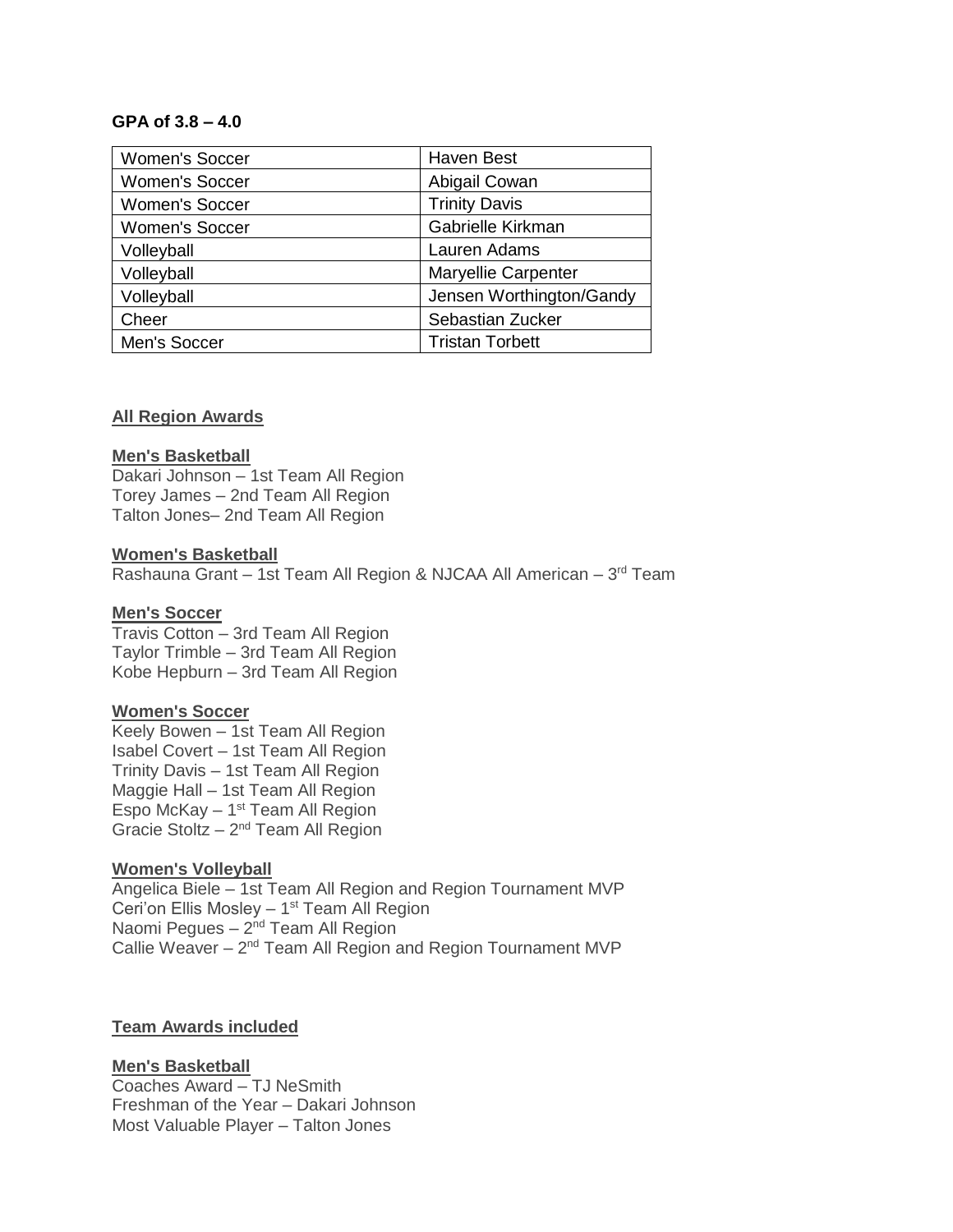**GPA of 3.8 – 4.0**

| Women's Soccer | Haven Best |
|---|---|
| Women's Soccer | Abigail Cowan |
| Women's Soccer | Trinity Davis |
| Women's Soccer | Gabrielle Kirkman |
| Volleyball | Lauren Adams |
| Volleyball | Maryellie Carpenter |
| Volleyball | Jensen Worthington/Gandy |
| Cheer | Sebastian Zucker |
| Men's Soccer | Tristan Torbett |

**All Region Awards**

**Men's Basketball**
Dakari Johnson – 1st Team All Region
Torey James – 2nd Team All Region
Talton Jones– 2nd Team All Region

**Women's Basketball**
Rashauna Grant – 1st Team All Region & NJCAA All American – 3rd Team

**Men's Soccer**
Travis Cotton – 3rd Team All Region
Taylor Trimble – 3rd Team All Region
Kobe Hepburn – 3rd Team All Region

**Women's Soccer**
Keely Bowen – 1st Team All Region
Isabel Covert – 1st Team All Region
Trinity Davis – 1st Team All Region
Maggie Hall – 1st Team All Region
Espo McKay – 1st Team All Region
Gracie Stoltz – 2nd Team All Region

**Women's Volleyball**
Angelica Biele – 1st Team All Region and Region Tournament MVP
Ceri'on Ellis Mosley – 1st Team All Region
Naomi Pegues – 2nd Team All Region
Callie Weaver – 2nd Team All Region and Region Tournament MVP

**Team Awards included**

**Men's Basketball**
Coaches Award – TJ NeSmith
Freshman of the Year – Dakari Johnson
Most Valuable Player – Talton Jones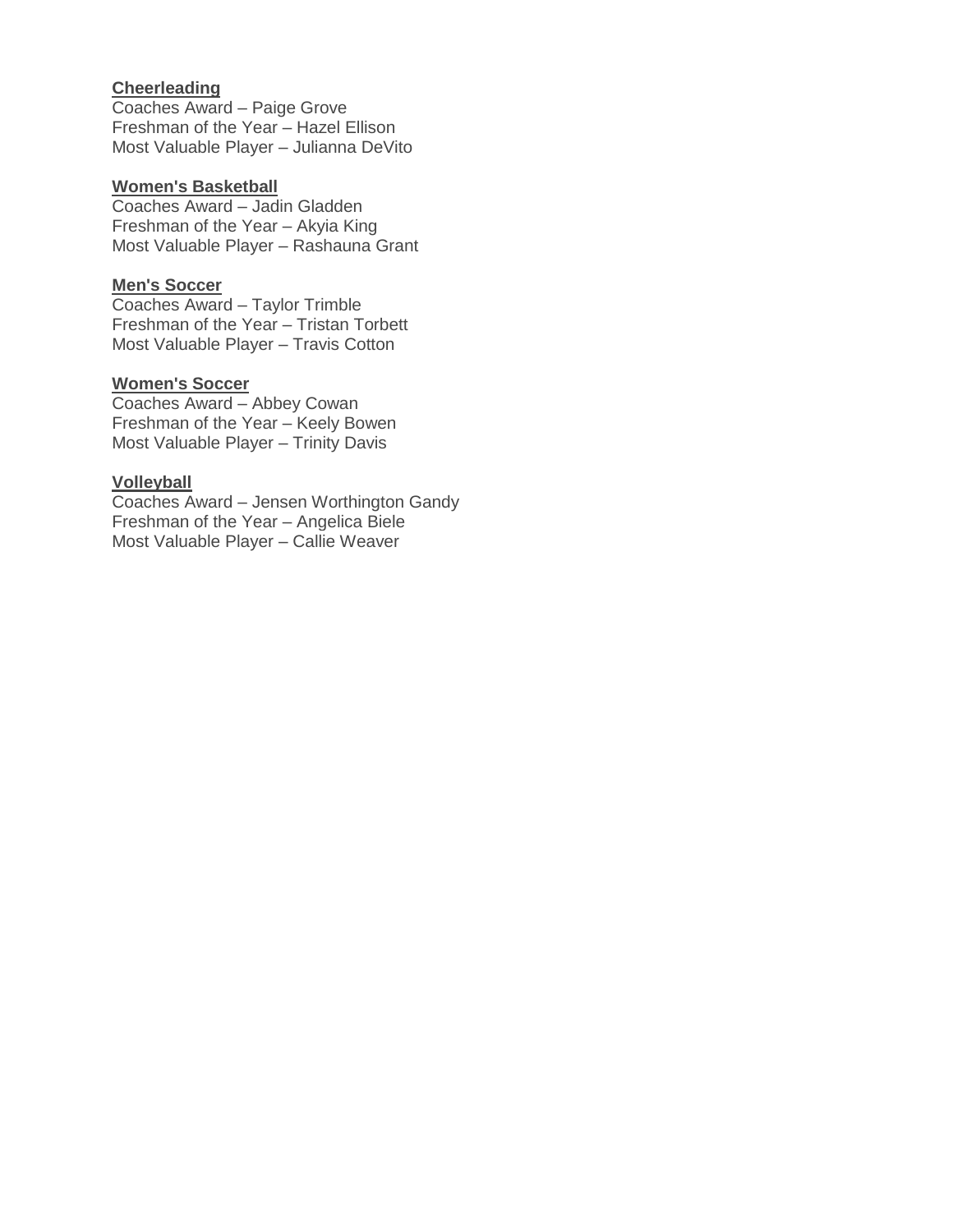**Cheerleading**

Coaches Award – Paige Grove
Freshman of the Year – Hazel Ellison
Most Valuable Player – Julianna DeVito

**Women's Basketball**

Coaches Award – Jadin Gladden
Freshman of the Year – Akyia King
Most Valuable Player – Rashauna Grant

**Men's Soccer**

Coaches Award – Taylor Trimble
Freshman of the Year – Tristan Torbett
Most Valuable Player – Travis Cotton

**Women's Soccer**

Coaches Award – Abbey Cowan
Freshman of the Year – Keely Bowen
Most Valuable Player – Trinity Davis

**Volleyball**

Coaches Award – Jensen Worthington Gandy
Freshman of the Year – Angelica Biele
Most Valuable Player – Callie Weaver